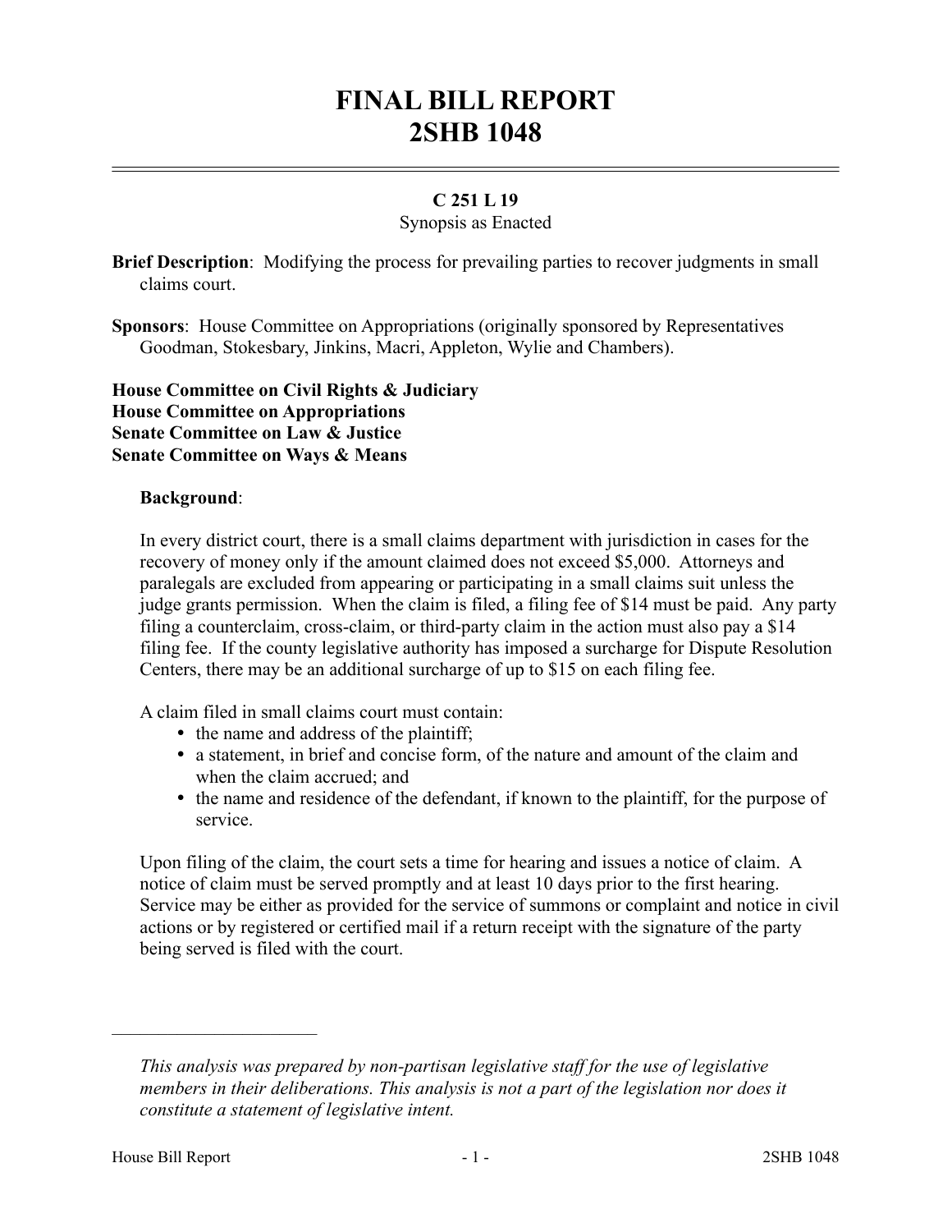# FINAL BILL REPORT
# 2SHB 1048

**C 251 L 19**

Synopsis as Enacted

**Brief Description**: Modifying the process for prevailing parties to recover judgments in small claims court.

**Sponsors**: House Committee on Appropriations (originally sponsored by Representatives Goodman, Stokesbary, Jinkins, Macri, Appleton, Wylie and Chambers).

**House Committee on Civil Rights & Judiciary**
**House Committee on Appropriations**
**Senate Committee on Law & Justice**
**Senate Committee on Ways & Means**

**Background**:

In every district court, there is a small claims department with jurisdiction in cases for the recovery of money only if the amount claimed does not exceed $5,000. Attorneys and paralegals are excluded from appearing or participating in a small claims suit unless the judge grants permission. When the claim is filed, a filing fee of $14 must be paid. Any party filing a counterclaim, cross-claim, or third-party claim in the action must also pay a $14 filing fee. If the county legislative authority has imposed a surcharge for Dispute Resolution Centers, there may be an additional surcharge of up to $15 on each filing fee.

A claim filed in small claims court must contain:

- the name and address of the plaintiff;
- a statement, in brief and concise form, of the nature and amount of the claim and when the claim accrued; and
- the name and residence of the defendant, if known to the plaintiff, for the purpose of service.

Upon filing of the claim, the court sets a time for hearing and issues a notice of claim. A notice of claim must be served promptly and at least 10 days prior to the first hearing. Service may be either as provided for the service of summons or complaint and notice in civil actions or by registered or certified mail if a return receipt with the signature of the party being served is filed with the court.

---

*This analysis was prepared by non-partisan legislative staff for the use of legislative members in their deliberations. This analysis is not a part of the legislation nor does it constitute a statement of legislative intent.*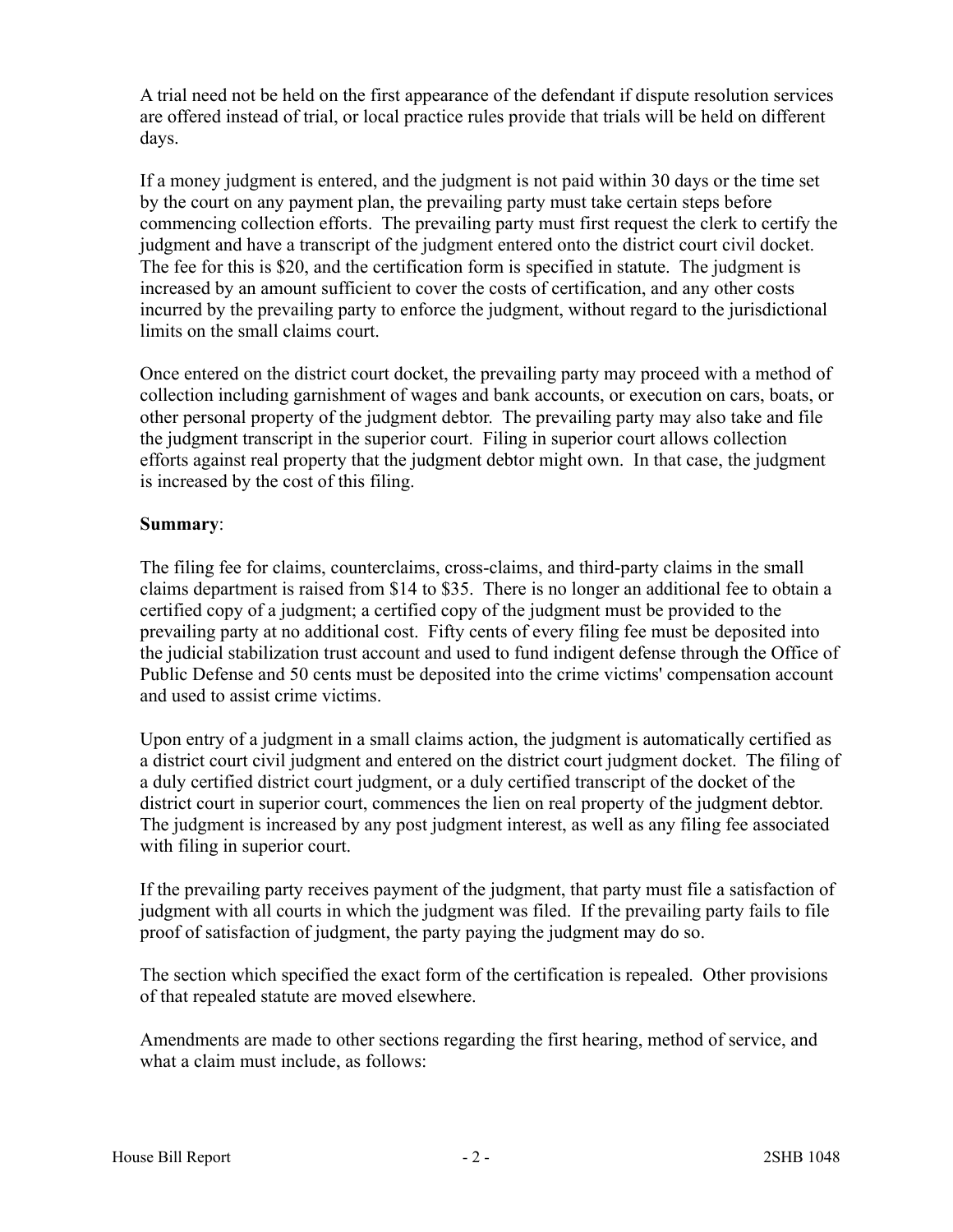A trial need not be held on the first appearance of the defendant if dispute resolution services are offered instead of trial, or local practice rules provide that trials will be held on different days.

If a money judgment is entered, and the judgment is not paid within 30 days or the time set by the court on any payment plan, the prevailing party must take certain steps before commencing collection efforts. The prevailing party must first request the clerk to certify the judgment and have a transcript of the judgment entered onto the district court civil docket. The fee for this is $20, and the certification form is specified in statute. The judgment is increased by an amount sufficient to cover the costs of certification, and any other costs incurred by the prevailing party to enforce the judgment, without regard to the jurisdictional limits on the small claims court.

Once entered on the district court docket, the prevailing party may proceed with a method of collection including garnishment of wages and bank accounts, or execution on cars, boats, or other personal property of the judgment debtor. The prevailing party may also take and file the judgment transcript in the superior court. Filing in superior court allows collection efforts against real property that the judgment debtor might own. In that case, the judgment is increased by the cost of this filing.

**Summary**:

The filing fee for claims, counterclaims, cross-claims, and third-party claims in the small claims department is raised from $14 to $35. There is no longer an additional fee to obtain a certified copy of a judgment; a certified copy of the judgment must be provided to the prevailing party at no additional cost. Fifty cents of every filing fee must be deposited into the judicial stabilization trust account and used to fund indigent defense through the Office of Public Defense and 50 cents must be deposited into the crime victims' compensation account and used to assist crime victims.

Upon entry of a judgment in a small claims action, the judgment is automatically certified as a district court civil judgment and entered on the district court judgment docket. The filing of a duly certified district court judgment, or a duly certified transcript of the docket of the district court in superior court, commences the lien on real property of the judgment debtor. The judgment is increased by any post judgment interest, as well as any filing fee associated with filing in superior court.

If the prevailing party receives payment of the judgment, that party must file a satisfaction of judgment with all courts in which the judgment was filed. If the prevailing party fails to file proof of satisfaction of judgment, the party paying the judgment may do so.

The section which specified the exact form of the certification is repealed. Other provisions of that repealed statute are moved elsewhere.

Amendments are made to other sections regarding the first hearing, method of service, and what a claim must include, as follows: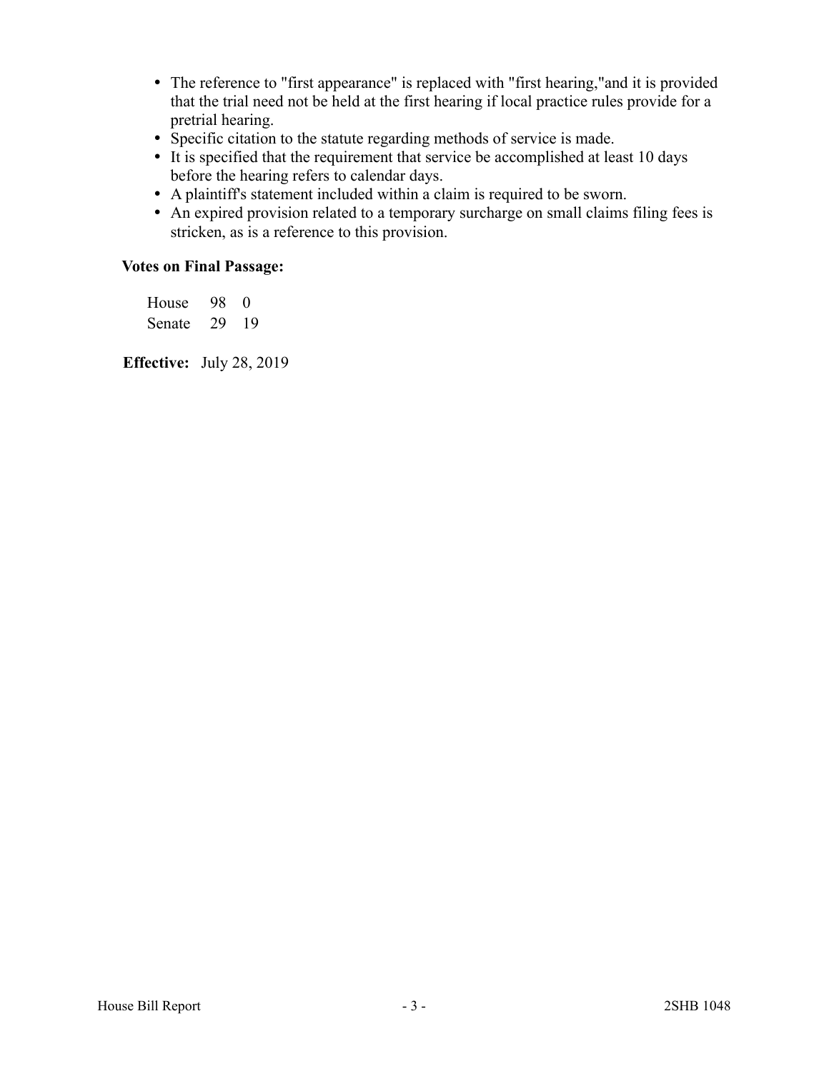- The reference to "first appearance" is replaced with "first hearing,"and it is provided that the trial need not be held at the first hearing if local practice rules provide for a pretrial hearing.
- Specific citation to the statute regarding methods of service is made.
- It is specified that the requirement that service be accomplished at least 10 days before the hearing refers to calendar days.
- A plaintiff's statement included within a claim is required to be sworn.
- An expired provision related to a temporary surcharge on small claims filing fees is stricken, as is a reference to this provision.

**Votes on Final Passage:**

| | | |
|---|---|---|
| House | 98 | 0 |
| Senate | 29 | 19 |

**Effective:** July 28, 2019